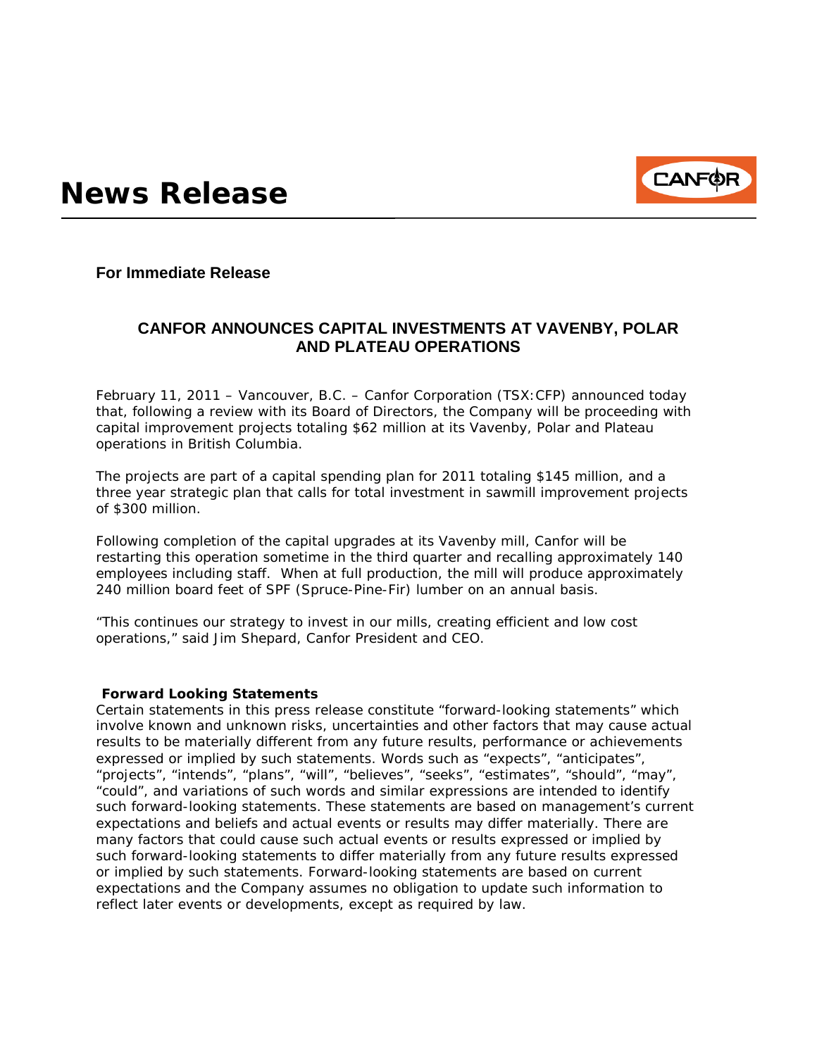# News Release

**For Immediate Release**

## CANFOR ANNOUNCES CAPITAL INVESTMENTS AT VAVENBY, POLAR AND PLATEAU OPERATIONS

February 11, 2011 – Vancouver, B.C. – Canfor Corporation (TSX:CFP) announced today that, following a review with its Board of Directors, the Company will be proceeding with capital improvement projects totaling $62 million at its Vavenby, Polar and Plateau operations in British Columbia.

The projects are part of a capital spending plan for 2011 totaling $145 million, and a three year strategic plan that calls for total investment in sawmill improvement projects of $300 million.

Following completion of the capital upgrades at its Vavenby mill, Canfor will be restarting this operation sometime in the third quarter and recalling approximately 140 employees including staff. When at full production, the mill will produce approximately 240 million board feet of SPF (Spruce-Pine-Fir) lumber on an annual basis.

"This continues our strategy to invest in our mills, creating efficient and low cost operations," said Jim Shepard, Canfor President and CEO.

**Forward Looking Statements**

Certain statements in this press release constitute "forward-looking statements" which involve known and unknown risks, uncertainties and other factors that may cause actual results to be materially different from any future results, performance or achievements expressed or implied by such statements. Words such as "expects", "anticipates", "projects", "intends", "plans", "will", "believes", "seeks", "estimates", "should", "may", "could", and variations of such words and similar expressions are intended to identify such forward-looking statements. These statements are based on management's current expectations and beliefs and actual events or results may differ materially. There are many factors that could cause such actual events or results expressed or implied by such forward-looking statements to differ materially from any future results expressed or implied by such statements. Forward-looking statements are based on current expectations and the Company assumes no obligation to update such information to reflect later events or developments, except as required by law.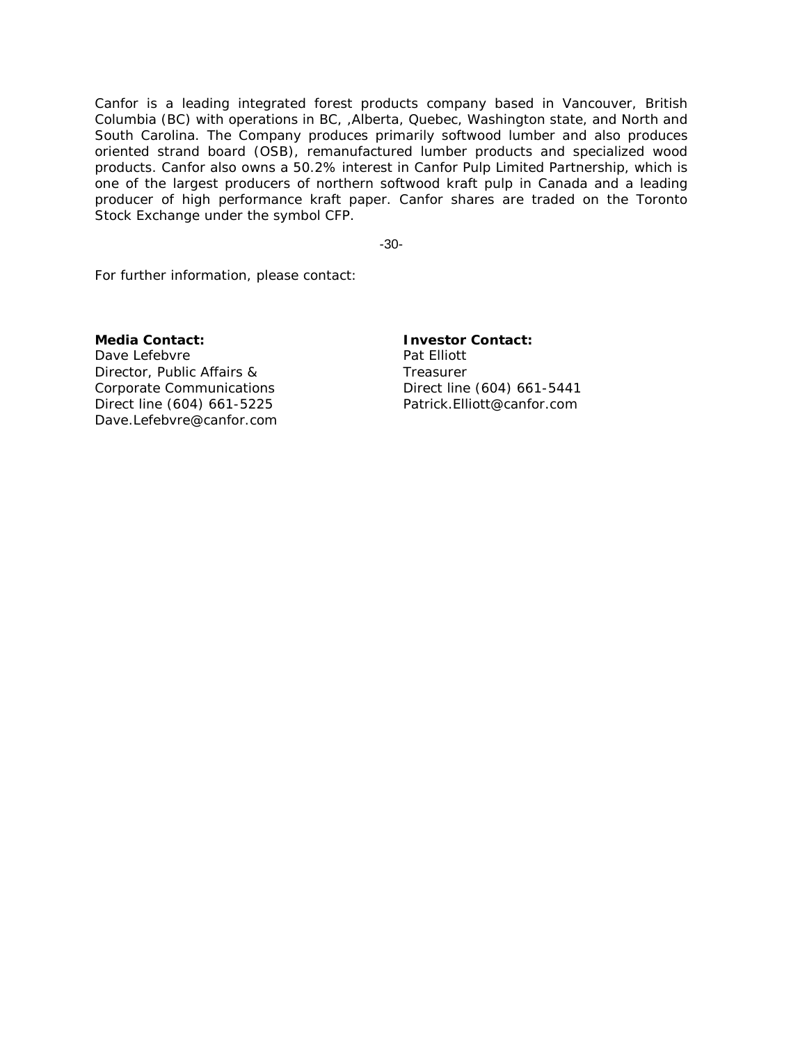Canfor is a leading integrated forest products company based in Vancouver, British Columbia (BC) with operations in BC, ,Alberta, Quebec, Washington state, and North and South Carolina. The Company produces primarily softwood lumber and also produces oriented strand board (OSB), remanufactured lumber products and specialized wood products. Canfor also owns a 50.2% interest in Canfor Pulp Limited Partnership, which is one of the largest producers of northern softwood kraft pulp in Canada and a leading producer of high performance kraft paper. Canfor shares are traded on the Toronto Stock Exchange under the symbol CFP.

-30-

For further information, please contact:

**Media Contact:**
Dave Lefebvre
Director, Public Affairs &
Corporate Communications
Direct line (604) 661-5225
Dave.Lefebvre@canfor.com

**Investor Contact:**
Pat Elliott
Treasurer
Direct line (604) 661-5441
Patrick.Elliott@canfor.com